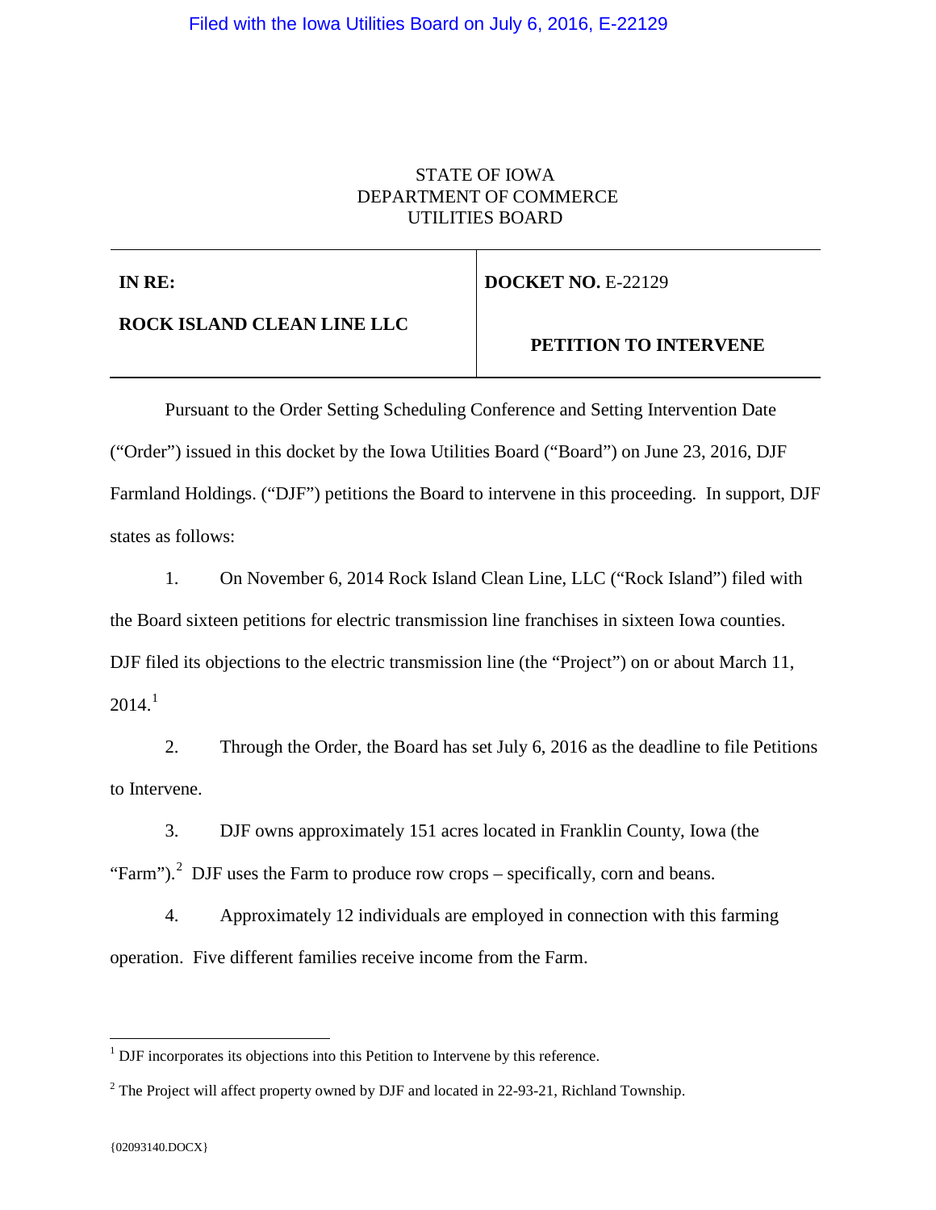Filed with the Iowa Utilities Board on July 6, 2016, E-22129

STATE OF IOWA
DEPARTMENT OF COMMERCE
UTILITIES BOARD

| **IN RE:** **ROCK ISLAND CLEAN LINE LLC** | **DOCKET NO.** E-22129 **PETITION TO INTERVENE** |
|---|---|

Pursuant to the Order Setting Scheduling Conference and Setting Intervention Date ("Order") issued in this docket by the Iowa Utilities Board ("Board") on June 23, 2016, DJF Farmland Holdings. ("DJF") petitions the Board to intervene in this proceeding. In support, DJF states as follows:

1. On November 6, 2014 Rock Island Clean Line, LLC ("Rock Island") filed with the Board sixteen petitions for electric transmission line franchises in sixteen Iowa counties. DJF filed its objections to the electric transmission line (the "Project") on or about March 11, 2014.[1]

2. Through the Order, the Board has set July 6, 2016 as the deadline to file Petitions to Intervene.

3. DJF owns approximately 151 acres located in Franklin County, Iowa (the "Farm").[2] DJF uses the Farm to produce row crops – specifically, corn and beans.

4. Approximately 12 individuals are employed in connection with this farming operation. Five different families receive income from the Farm.

---

[1] DJF incorporates its objections into this Petition to Intervene by this reference.

[2] The Project will affect property owned by DJF and located in 22-93-21, Richland Township.

{02093140.DOCX}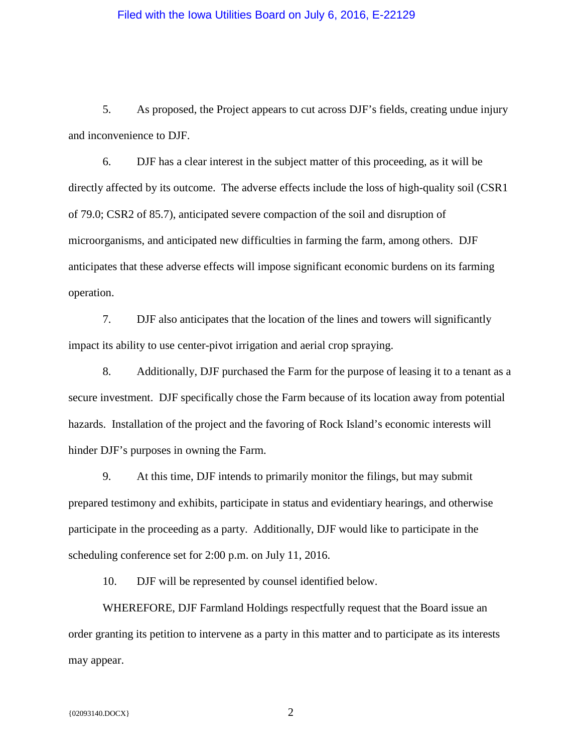5. As proposed, the Project appears to cut across DJF's fields, creating undue injury and inconvenience to DJF.

6. DJF has a clear interest in the subject matter of this proceeding, as it will be directly affected by its outcome. The adverse effects include the loss of high-quality soil (CSR1 of 79.0; CSR2 of 85.7), anticipated severe compaction of the soil and disruption of microorganisms, and anticipated new difficulties in farming the farm, among others. DJF anticipates that these adverse effects will impose significant economic burdens on its farming operation.

7. DJF also anticipates that the location of the lines and towers will significantly impact its ability to use center-pivot irrigation and aerial crop spraying.

8. Additionally, DJF purchased the Farm for the purpose of leasing it to a tenant as a secure investment. DJF specifically chose the Farm because of its location away from potential hazards. Installation of the project and the favoring of Rock Island's economic interests will hinder DJF's purposes in owning the Farm.

9. At this time, DJF intends to primarily monitor the filings, but may submit prepared testimony and exhibits, participate in status and evidentiary hearings, and otherwise participate in the proceeding as a party. Additionally, DJF would like to participate in the scheduling conference set for 2:00 p.m. on July 11, 2016.

10. DJF will be represented by counsel identified below.

WHEREFORE, DJF Farmland Holdings respectfully request that the Board issue an order granting its petition to intervene as a party in this matter and to participate as its interests may appear.

{02093140.DOCX}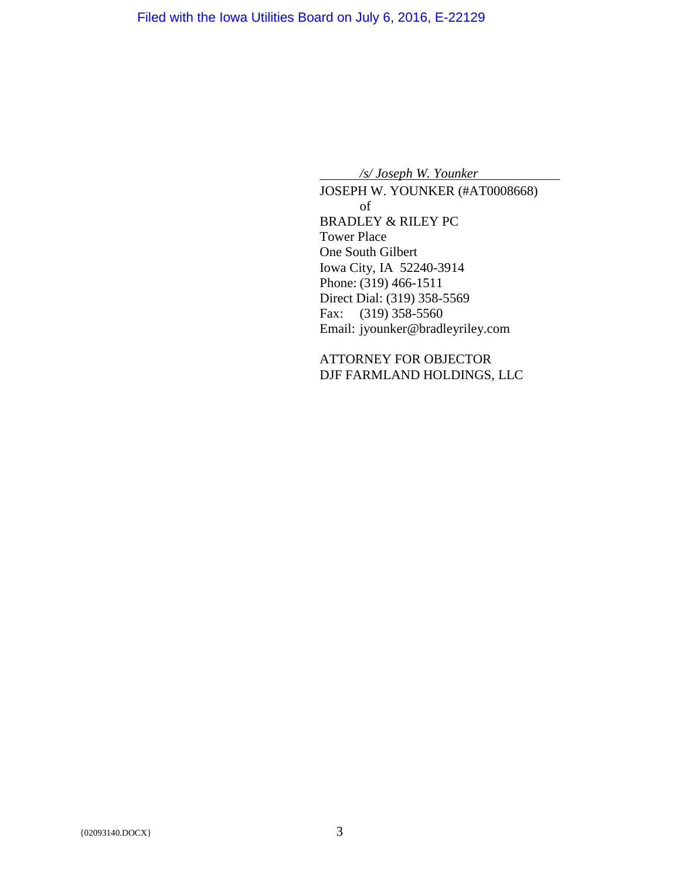*/s/ Joseph W. Younker*

JOSEPH W. YOUNKER (#AT0008668)
of
BRADLEY & RILEY PC
Tower Place
One South Gilbert
Iowa City, IA 52240-3914
Phone: (319) 466-1511
Direct Dial: (319) 358-5569
Fax: (319) 358-5560
Email: jyounker@bradleyriley.com

ATTORNEY FOR OBJECTOR
DJF FARMLAND HOLDINGS, LLC

{02093140.DOCX}